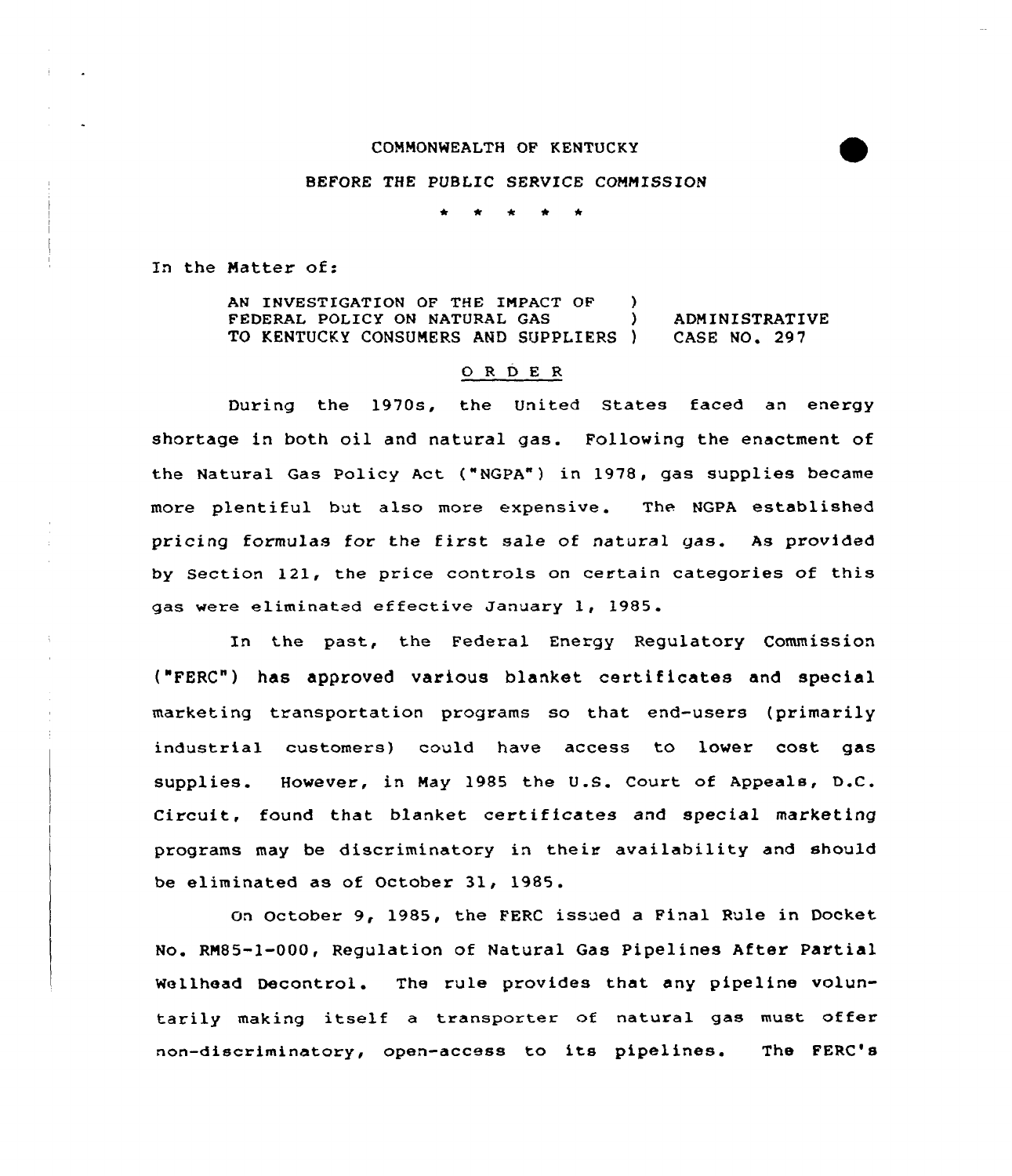COMMONWEALTH OF KENTUCKY

BEFORE THE PUBLIC SERVICE COMMISSION

\* \* \* \* \*

In the Matter of:

AN INVESTIGATION OF THE IMPACT OF FEDERAL POLICY ON NATURAL GAS TO KENTUCKY CONSUMERS AND SUPPLIERS ) ADMINISTRATIVE CASE NO. 297

## ORDER

During the 1970s, the United States faced an energy shortage in both oil and natural gas. Following the enactment of the Natural Gas Policy Act ("NGPA") in 1978, gas supplies became more plentiful but also more expensive. The NGPA established pricing formulas for the first sale of natural gas. As provided by Section 121, the price controls on certain categories of this gas were eliminated effective January 1, 1985.

In the past, the Federal Energy Regulatory Commission ("FERC") has approved various blanket certificates and special marketing transportation programs so that end-users (primarily industrial customers) could have access to lower cost gas supplies. However, in May 1985 the U.S. Court of Appeals, D.C. Circuit, found that blanket certificates and special marketing programs may be discriminatory in their availability and should be eliminated as of October 31, 1985.

On October 9, 1985, the FERC issued a Final Rule in Docket No. RM85-1-000, Regulation of Natural Gas Pipelines After Partial Wellhead Decontrol. The rule provides that any pipeline voluntarily making itself a transporter of natural gas must offer non-discriminatory, open-access to its pipelines. The FERC's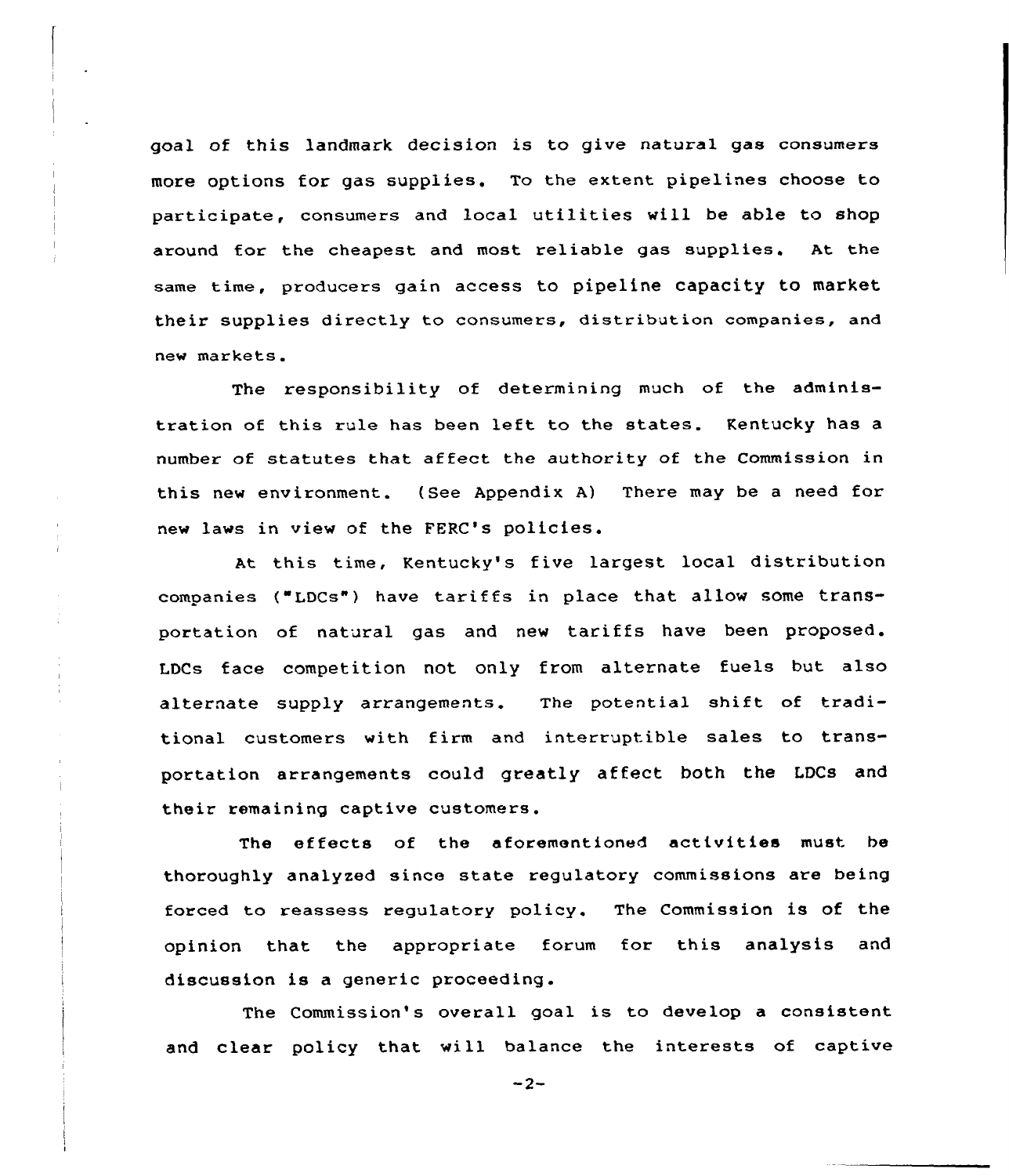goal of this landmark decision is to give natural gas consumers more options for gas supplies. To the extent pipelines choose to participate, consumers and local utilities will be able to shop around for the cheapest and most reliable gas supplies. At the same time, producers gain access to pipeline capacity to market their supplies directly to consumers, distribution companies, and new markets.

The responsibility of determining much of the administration of this rule has been left to the states. Kentucky has a number of statutes that affect the authority of the Commission in this new environment. (See Appendix A) There may be a need for new laws in view of the FERC's policies.

At this time, Kentucky's five largest local distribution companies ("LDCs") have tariffs in place that allow some transportation of natural gas and new tariffs have been proposed. LDCs face competition not only from alternate fuels but also alternate supply arrangements. The potential shift of traditional customers with firm and interruptible sales to transportation arrangements could greatly affect both the LDCs and their remaining captive customers.

The effects of the aforementioned activities must be thoroughly analyzed since state regulatory commissions are being forced to reassess regulatory policy. The Commission is of the opinion that the appropriate forum for this analysis and discussion is a generic proceeding.

The Commission's overall goal is to develop a consistent and clear policy that will balance the interests of captive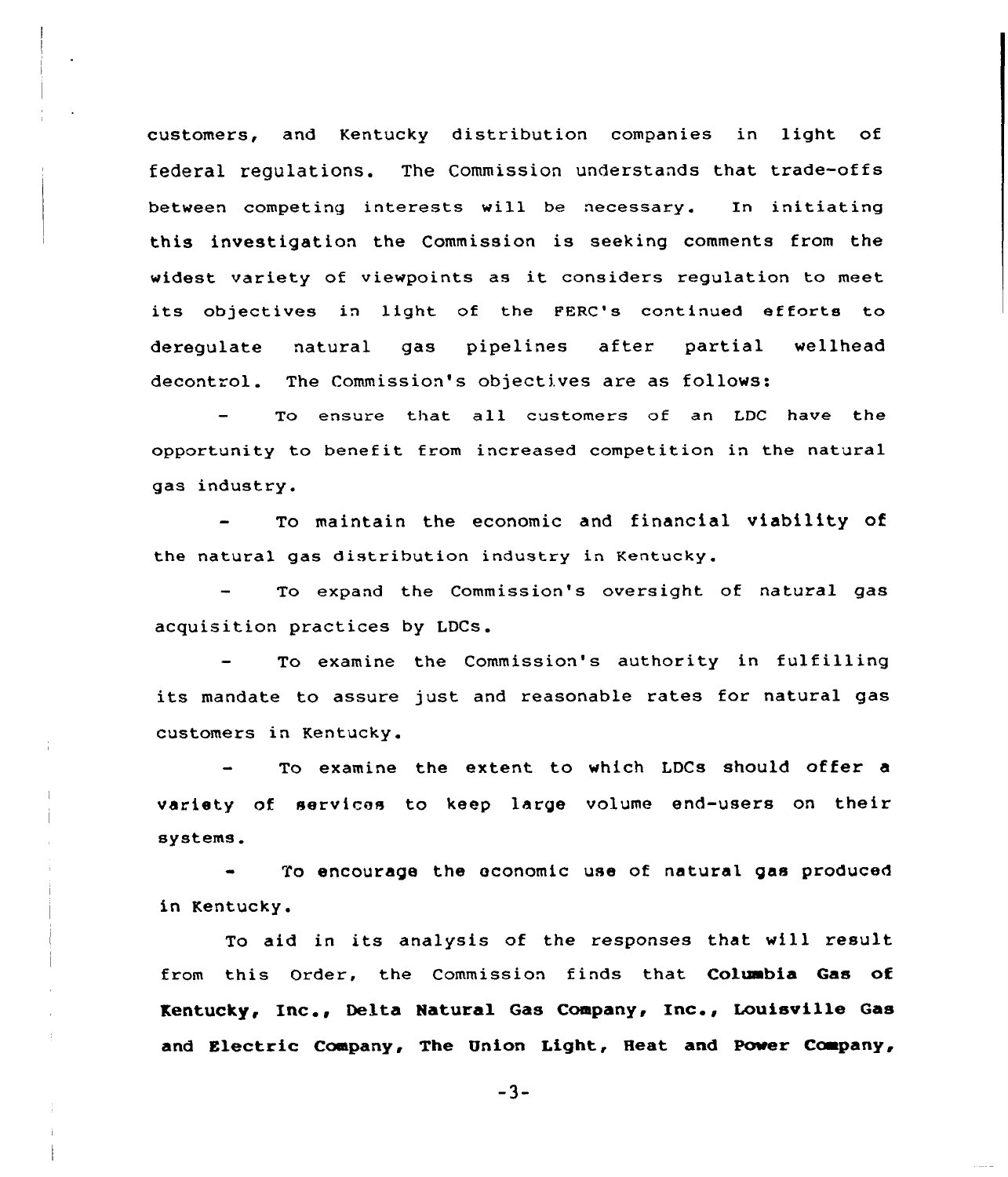customers, and Kentucky distribution companies in light of federal regulations. The Commission understands that trade-offs between competing interests will be necessary. In initiating this investigation the Commission is seeking comments from the widest variety of viewpoints as it considers regulation to meet its objectives in light of the FERC's continued efforts to deregulate natural gas pipelines after partial wellhead decontrol. The Commission's objectives are as follows:

- To ensure that all customers of an LDC have the opportunity to benefit from increased competition in the natural gas industry.

- To maintain the economic and financial viability of the natural gas distribution industry in Kentucky.

- To expand the Commission's oversight of natural gas acquisition practices by LDCs.

- To examine the Commission's authority in fulfilling its mandate to assure just and reasonable rates for natural gas customers in Kentucky.

- To examine the extent to which LDCs should offer a variety of services to keep large volume end-users on their systems.

- To encourage the economic use of natural gas produced in Kentucky.

To aid in its analysis of the responses that will result from this Order, the Commission finds that **Columbia Gas of Kentucky, Inc., Delta Natural Gas Company, Inc., Louisville Gas and Electric Company, The Union Light, Heat and Power Company,**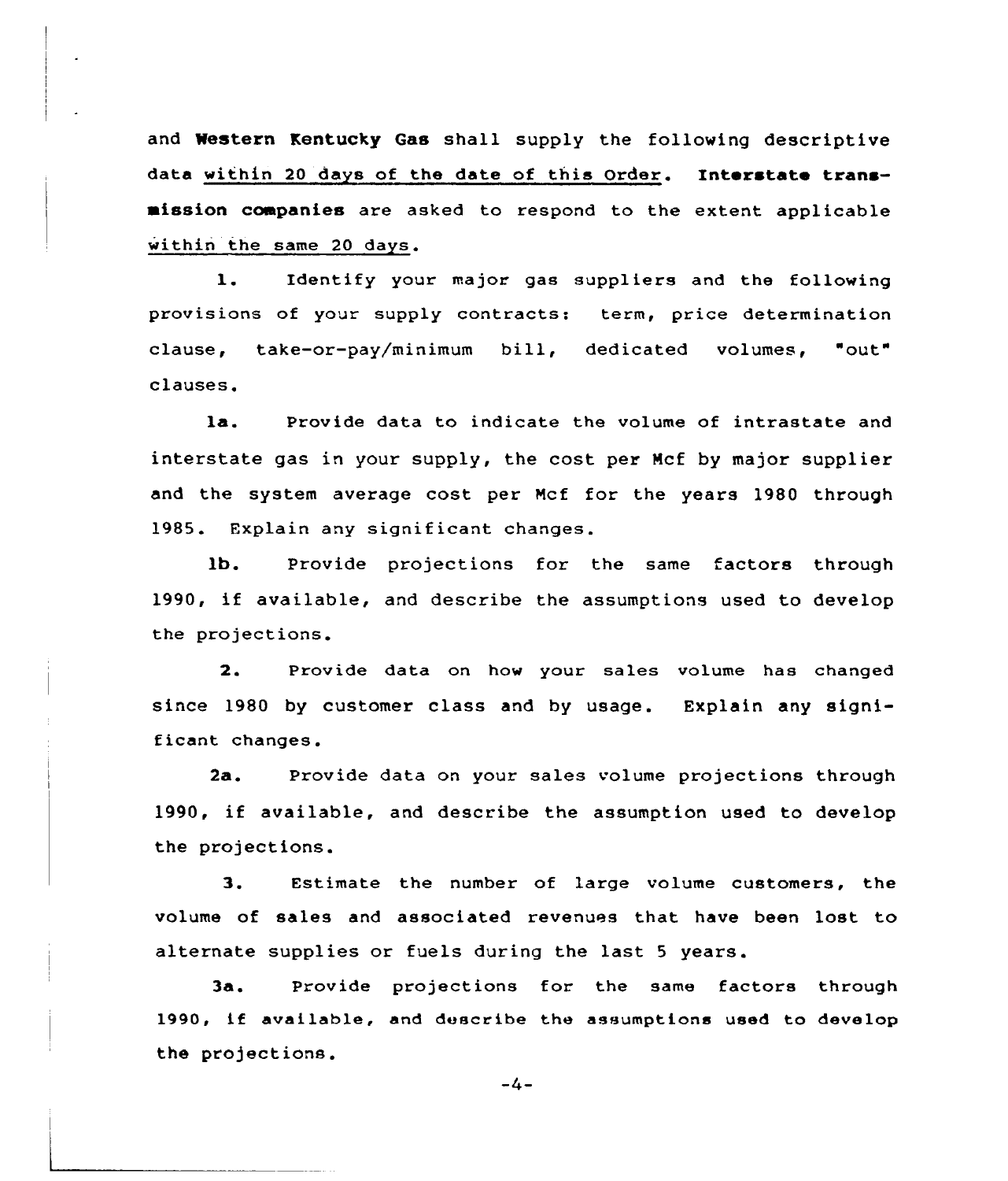and **Western Kentucky Gas** shall supply the following descriptive data within 20 days of the date of this Order. **Interstate transmission companies** are asked to respond to the extent applicable within the same 20 days.

1. Identify your major gas suppliers and the following provisions of your supply contracts: term, price determination clause, take-or-pay/minimum bill, dedicated volumes, "out" clauses.

1a. Provide data to indicate the volume of intrastate and interstate gas in your supply, the cost per Mcf by major supplier and the system average cost per Mcf for the years 1980 through 1985. Explain any significant changes.

1b. Provide projections for the same factors through 1990, if available, and describe the assumptions used to develop the projections.

2. Provide data on how your sales volume has changed since 1980 by customer class and by usage. Explain any significant changes.

2a. Provide data on your sales volume projections through 1990, if available, and describe the assumption used to develop the projections.

3. Estimate the number of large volume customers, the volume of sales and associated revenues that have been lost to alternate supplies or fuels during the last 5 years.

3a. Provide projections for the same factors through 1990, if available, and describe the assumptions used to develop the projections.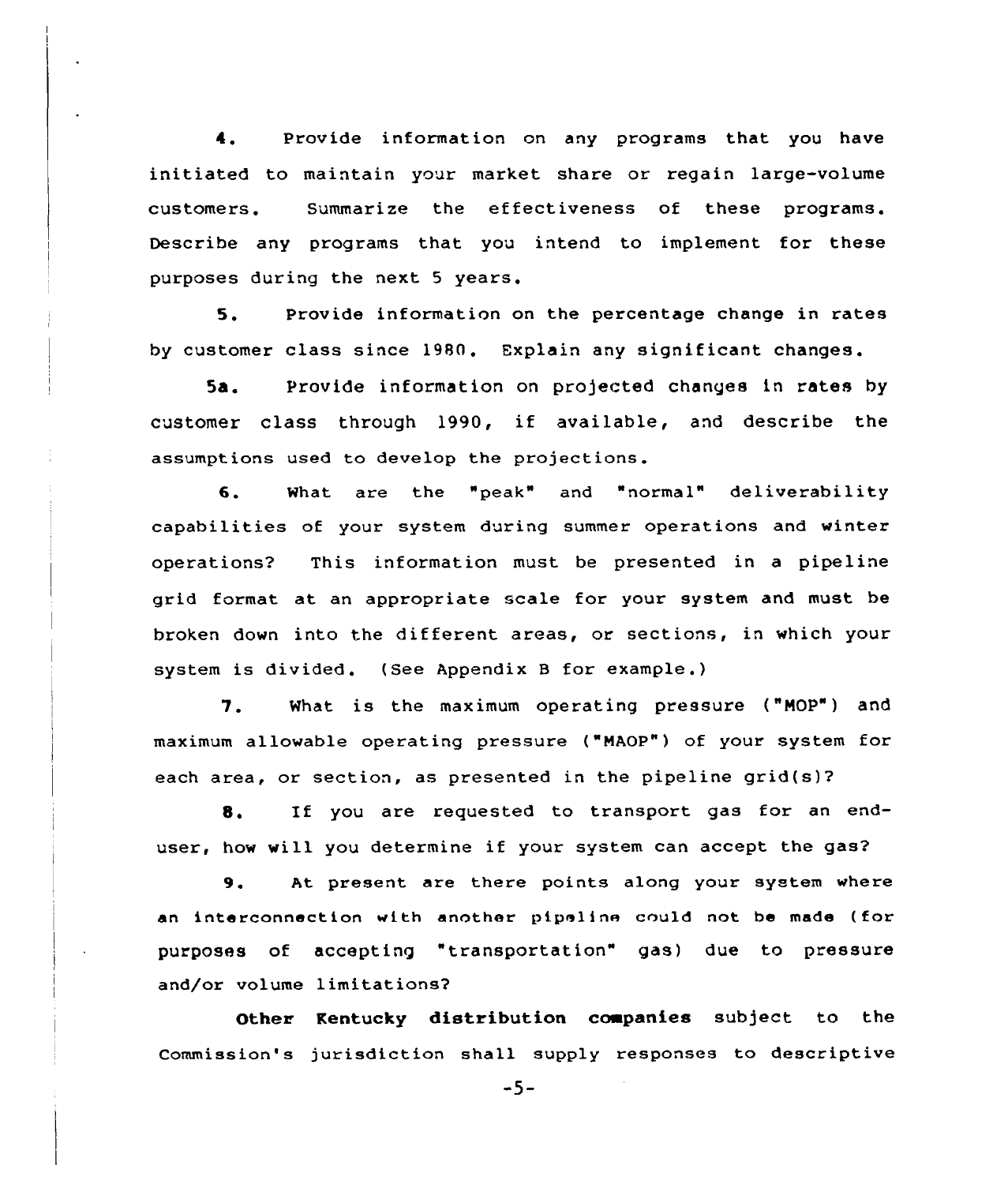4. Provide information on any programs that you have initiated to maintain your market share or regain large-volume customers. Summarize the effectiveness of these programs. Describe any programs that you intend to implement for these purposes during the next 5 years.

5. Provide information on the percentage change in rates by customer class since 1980. Explain any significant changes.

5a. Provide information on projected changes in rates by customer class through 1990, if available, and describe the assumptions used to develop the projections.

6. What are the "peak" and "normal" deliverability capabilities of your system during summer operations and winter operations? This information must be presented in a pipeline grid format at an appropriate scale for your system and must be broken down into the different areas, or sections, in which your system is divided. (See Appendix B for example.)

7. What is the maximum operating pressure ("MOP") and maximum allowable operating pressure ("MAOP") of your system for each area, or section, as presented in the pipeline grid(s)?

8. If you are requested to transport gas for an end-user, how will you determine if your system can accept the gas?

9. At present are there points along your system where an interconnection with another pipeline could not be made (for purposes of accepting "transportation" gas) due to pressure and/or volume limitations?

**Other Kentucky distribution companies** subject to the Commission's jurisdiction shall supply responses to descriptive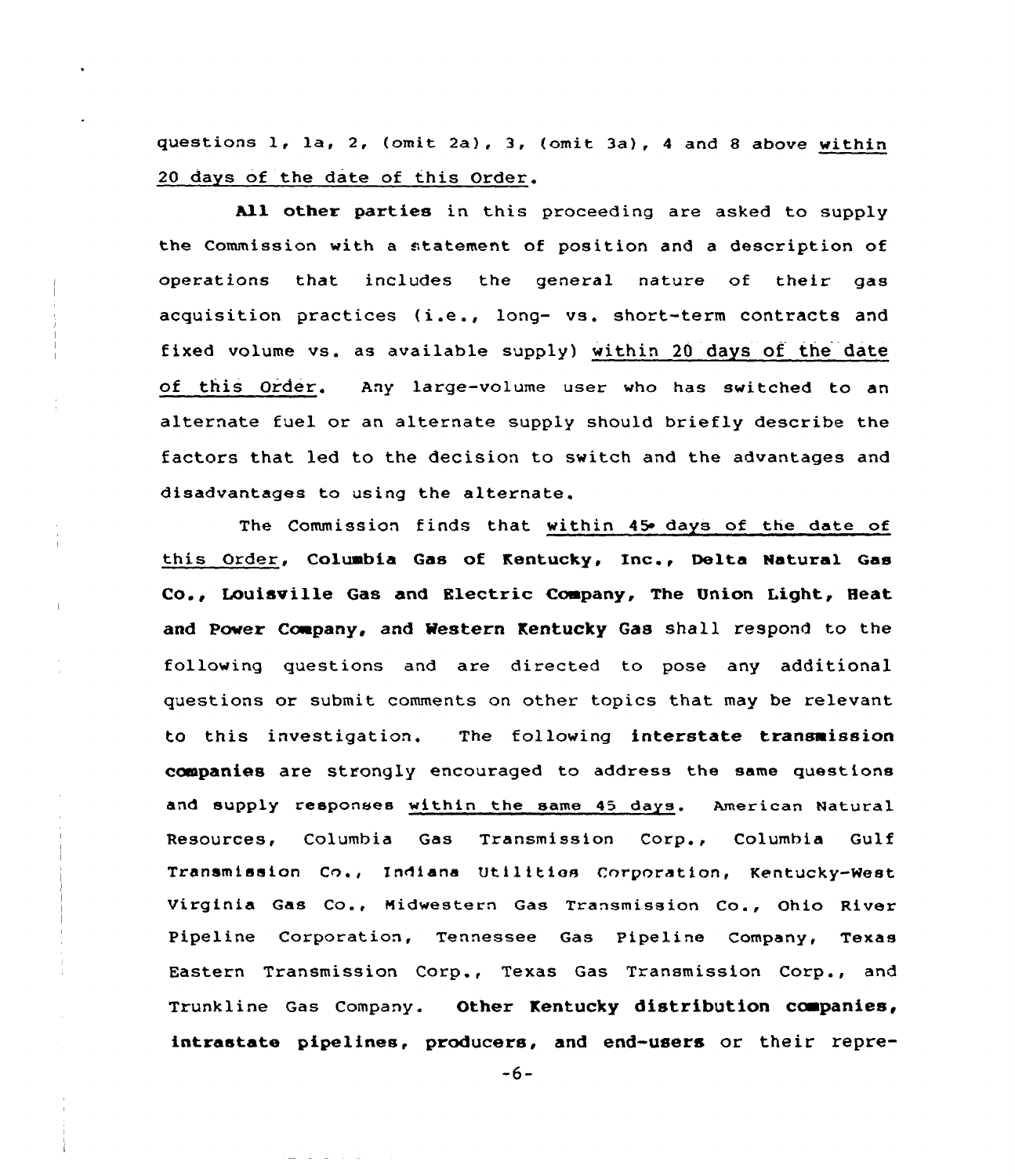questions 1, 1a, 2, (omit 2a), 3, (omit 3a), 4 and 8 above within 20 days of the date of this Order.

**All other parties** in this proceeding are asked to supply the Commission with a statement of position and a description of operations that includes the general nature of their gas acquisition practices (i.e., long- vs. short-term contracts and fixed volume vs. as available supply) within 20 days of the date of this Order. Any large-volume user who has switched to an alternate fuel or an alternate supply should briefly describe the factors that led to the decision to switch and the advantages and disadvantages to using the alternate.

The Commission finds that within 45 days of the date of this Order, **Columbia Gas of Kentucky, Inc., Delta Natural Gas Co., Louisville Gas and Electric Company, The Union Light, Heat and Power Company, and Western Kentucky Gas** shall respond to the following questions and are directed to pose any additional questions or submit comments on other topics that may be relevant to this investigation. The following **interstate transmission companies** are strongly encouraged to address the same questions and supply responses within the same 45 days. American Natural Resources, Columbia Gas Transmission Corp., Columbia Gulf Transmission Co., Indiana Utilities Corporation, Kentucky-West Virginia Gas Co., Midwestern Gas Transmission Co., Ohio River Pipeline Corporation, Tennessee Gas Pipeline Company, Texas Eastern Transmission Corp., Texas Gas Transmission Corp., and Trunkline Gas Company. **Other Kentucky distribution companies, intrastate pipelines, producers, and end-users** or their repre-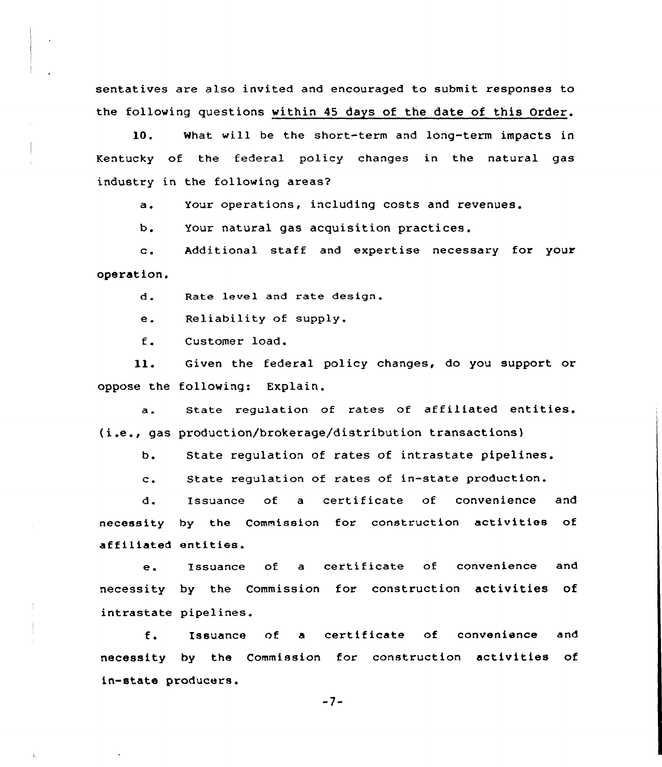sentatives are also invited and encouraged to submit responses to the following questions <u>within 45 days of the date of this Order</u>.

10. What will be the short-term and long-term impacts in Kentucky of the federal policy changes in the natural gas industry in the following areas?

a. Your operations, including costs and revenues.

b. Your natural gas acquisition practices.

c. Additional staff and expertise necessary for your operation.

d. Rate level and rate design.

e. Reliability of supply.

f. Customer load.

11. Given the federal policy changes, do you support or oppose the following: Explain.

a. State regulation of rates of affiliated entities. (i.e., gas production/brokerage/distribution transactions)

b. State regulation of rates of intrastate pipelines.

c. State regulation of rates of in-state production.

d. Issuance of a certificate of convenience and necessity by the Commission for construction activities of affiliated entities.

e. Issuance of a certificate of convenience and necessity by the Commission for construction activities of intrastate pipelines.

f. Issuance of a certificate of convenience and necessity by the Commission for construction activities of in-state producers.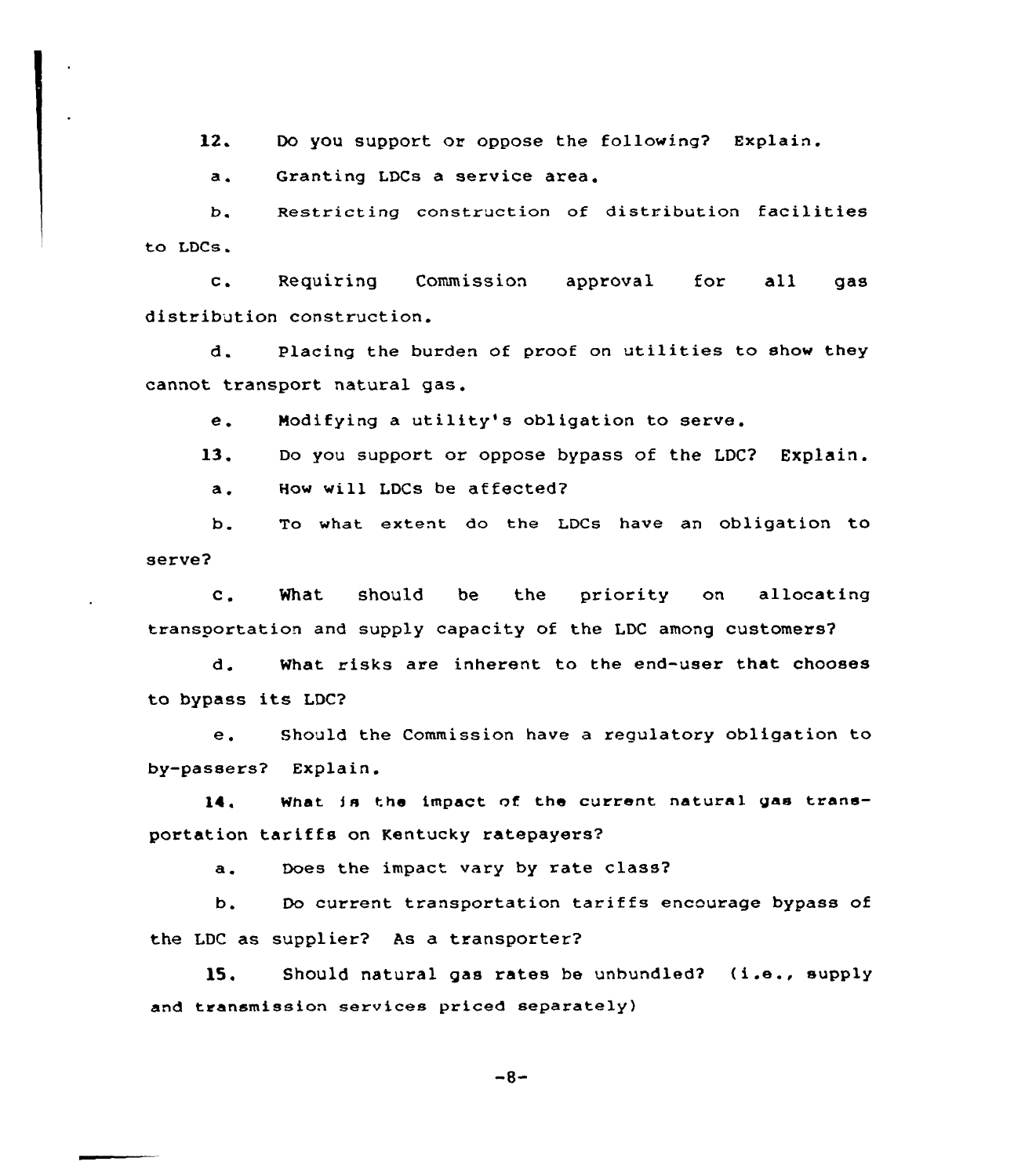12. Do you support or oppose the following? Explain.

a. Granting LDCs a service area.

b. Restricting construction of distribution facilities to LDCs.

c. Requiring Commission approval for all gas distribution construction.

d. Placing the burden of proof on utilities to show they cannot transport natural gas.

e. Modifying a utility's obligation to serve.

13. Do you support or oppose bypass of the LDC? Explain.

a. How will LDCs be affected?

b. To what extent do the LDCs have an obligation to serve?

c. What should be the priority on allocating transportation and supply capacity of the LDC among customers?

d. What risks are inherent to the end-user that chooses to bypass its LDC?

e. Should the Commission have a regulatory obligation to by-passers? Explain.

14. What is the impact of the current natural gas transportation tariffs on Kentucky ratepayers?

a. Does the impact vary by rate class?

b. Do current transportation tariffs encourage bypass of the LDC as supplier? As a transporter?

15. Should natural gas rates be unbundled? (i.e., supply and transmission services priced separately)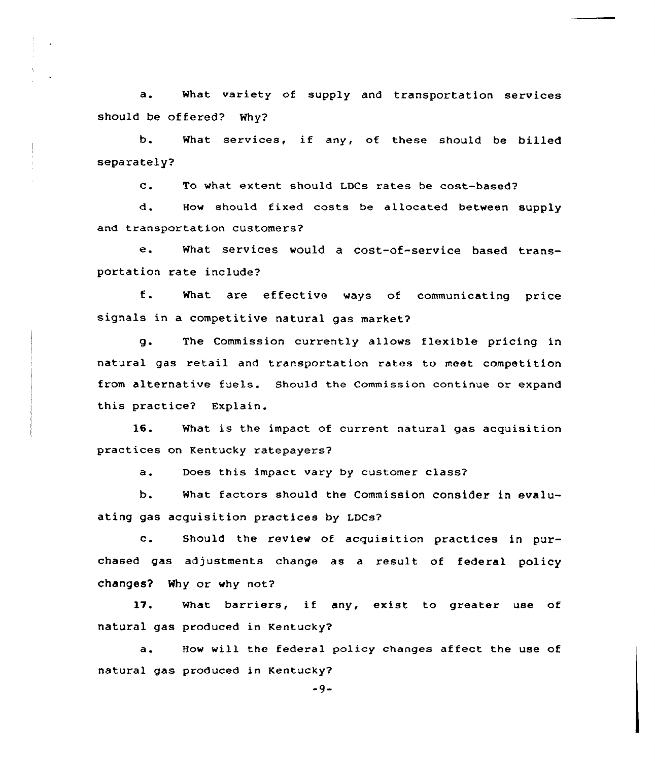a. What variety of supply and transportation services should be offered? Why?

b. What services, if any, of these should be billed separately?

c. To what extent should LDCs rates be cost-based?

d. How should fixed costs be allocated between supply and transportation customers?

e. What services would a cost-of-service based transportation rate include?

f. What are effective ways of communicating price signals in a competitive natural gas market?

g. The Commission currently allows flexible pricing in natural gas retail and transportation rates to meet competition from alternative fuels. Should the Commission continue or expand this practice? Explain.

16. What is the impact of current natural gas acquisition practices on Kentucky ratepayers?

a. Does this impact vary by customer class?

b. What factors should the Commission consider in evaluating gas acquisition practices by LDCs?

c. Should the review of acquisition practices in purchased gas adjustments change as a result of federal policy changes? Why or why not?

17. What barriers, if any, exist to greater use of natural gas produced in Kentucky?

a. How will the federal policy changes affect the use of natural gas produced in Kentucky?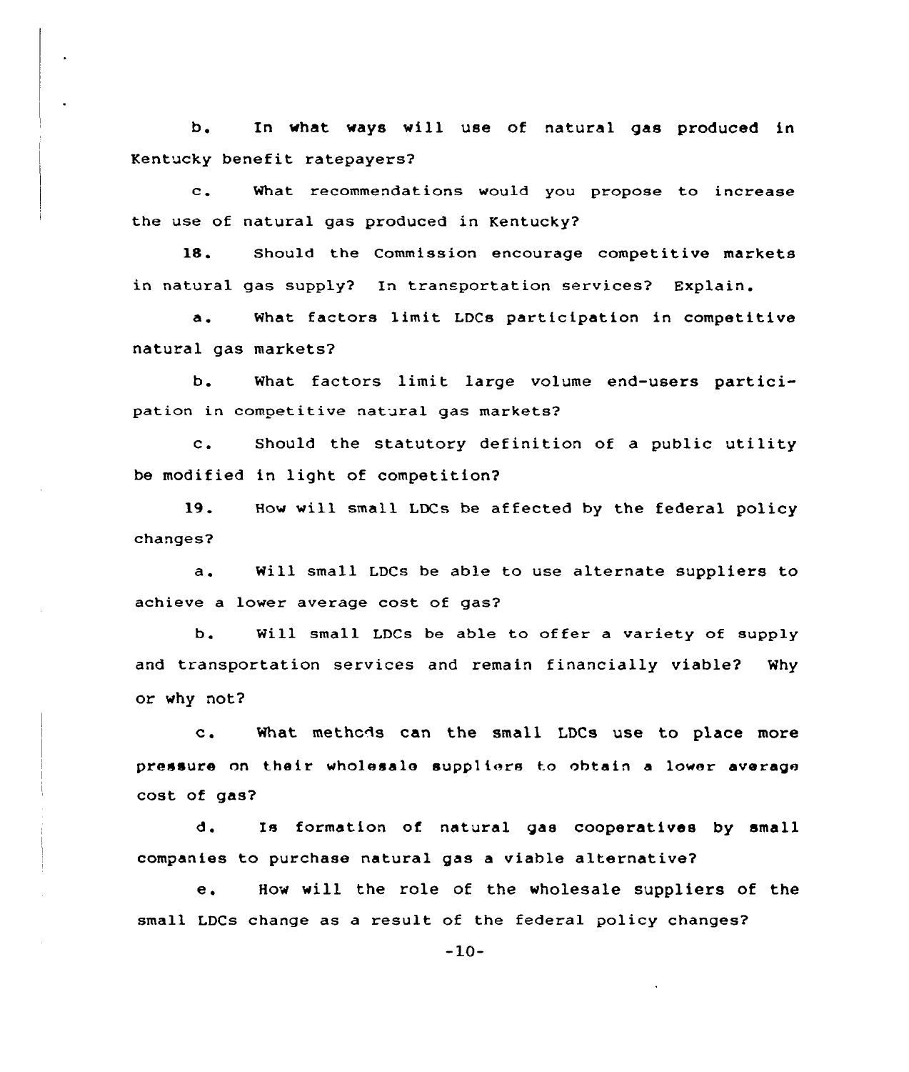b. In what ways will use of natural gas produced in Kentucky benefit ratepayers?

c. What recommendations would you propose to increase the use of natural gas produced in Kentucky?

18. Should the Commission encourage competitive markets in natural gas supply? In transportation services? Explain.

a. What factors limit LDCs participation in competitive natural gas markets?

b. What factors limit large volume end-users participation in competitive natural gas markets?

c. Should the statutory definition of a public utility be modified in light of competition?

19. How will small LDCs be affected by the federal policy changes?

a. Will small LDCs be able to use alternate suppliers to achieve a lower average cost of gas?

b. Will small LDCs be able to offer a variety of supply and transportation services and remain financially viable? Why or why not?

c. What methods can the small LDCs use to place more pressure on their wholesale suppliers to obtain a lower average cost of gas?

d. Is formation of natural gas cooperatives by small companies to purchase natural gas a viable alternative?

e. How will the role of the wholesale suppliers of the small LDCs change as a result of the federal policy changes?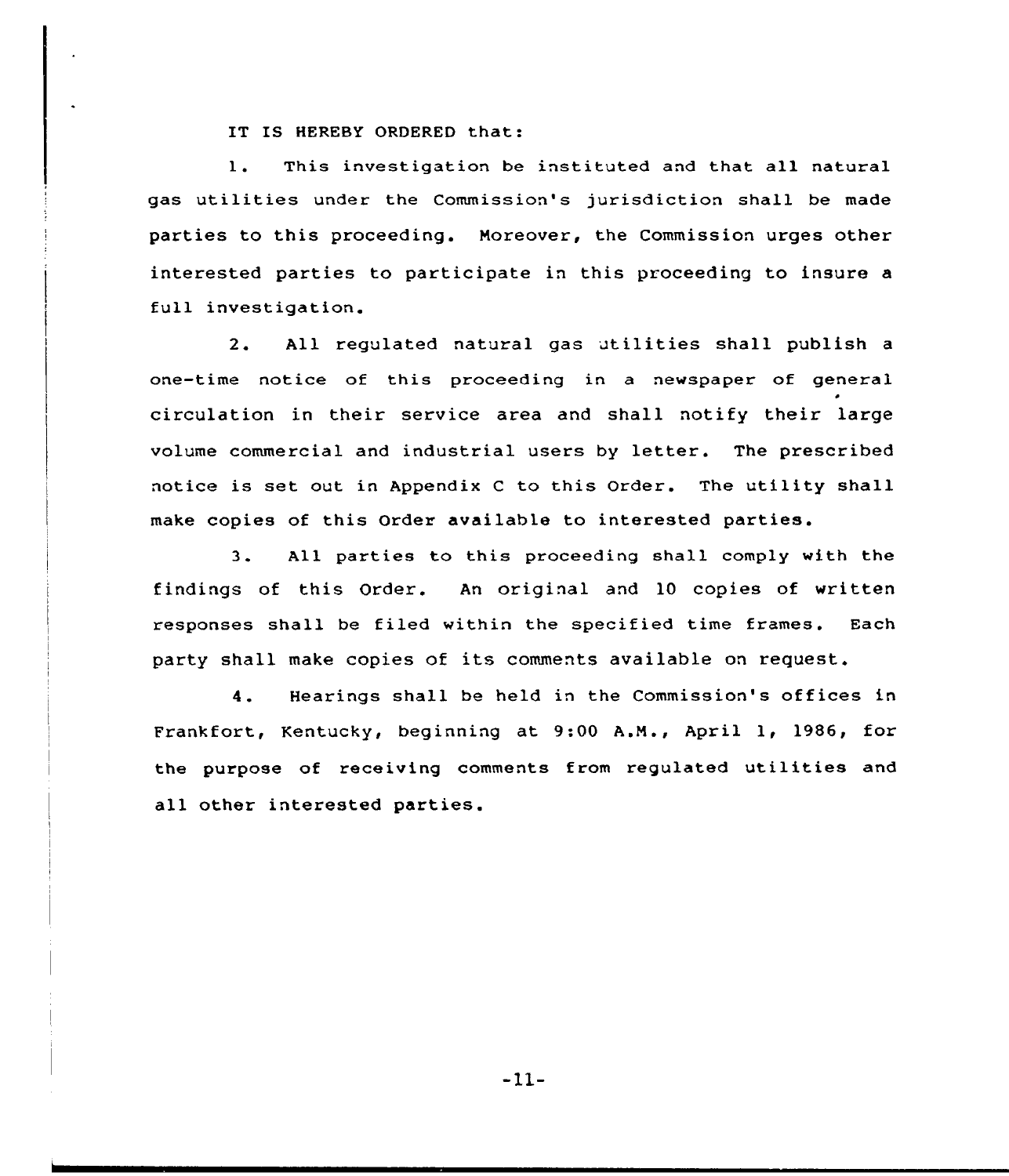IT IS HEREBY ORDERED that:

1. This investigation be instituted and that all natural gas utilities under the Commission's jurisdiction shall be made parties to this proceeding. Moreover, the Commission urges other interested parties to participate in this proceeding to insure a full investigation.

2. All regulated natural gas utilities shall publish a one-time notice of this proceeding in a newspaper of general circulation in their service area and shall notify their large volume commercial and industrial users by letter. The prescribed notice is set out in Appendix C to this Order. The utility shall make copies of this Order available to interested parties.

3. All parties to this proceeding shall comply with the findings of this Order. An original and 10 copies of written responses shall be filed within the specified time frames. Each party shall make copies of its comments available on request.

4. Hearings shall be held in the Commission's offices in Frankfort, Kentucky, beginning at 9:00 A.M., April 1, 1986, for the purpose of receiving comments from regulated utilities and all other interested parties.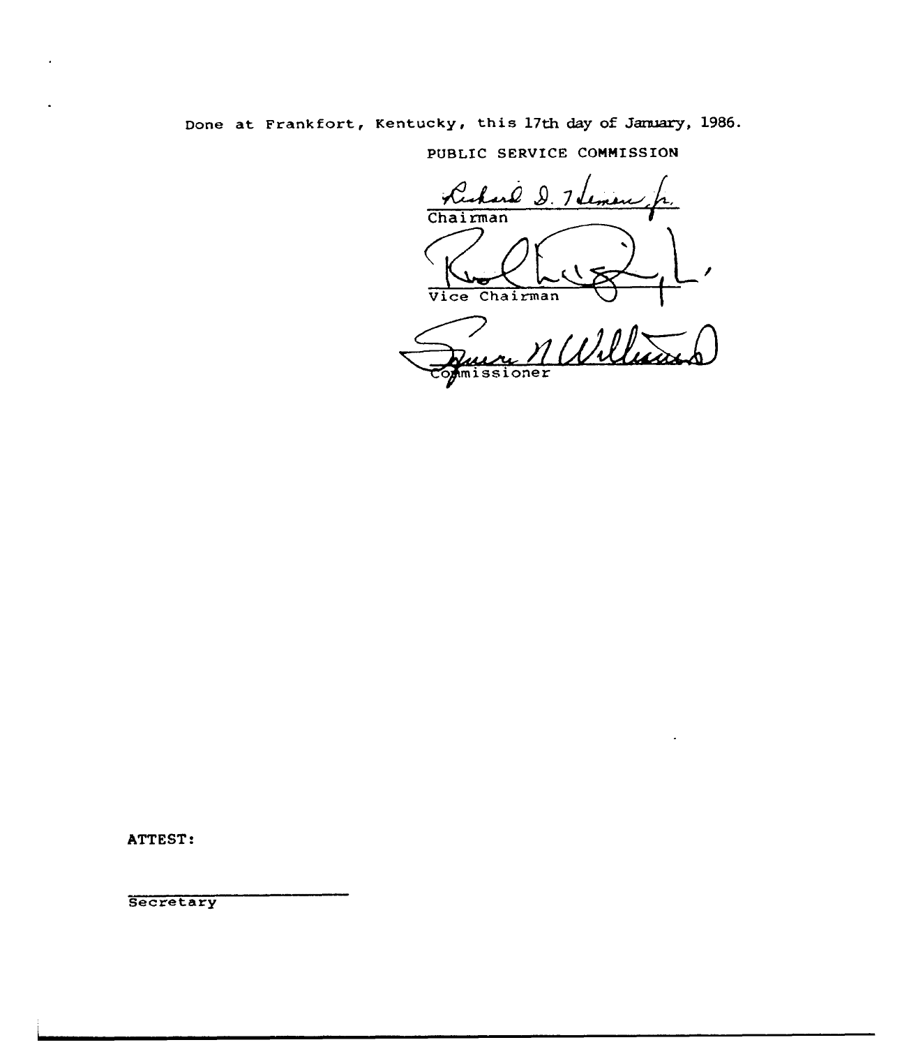Done at Frankfort, Kentucky, this 17th day of January, 1986.

PUBLIC SERVICE COMMISSION

Chairman

Vice Chairman

Commissioner

ATTEST:

Secretary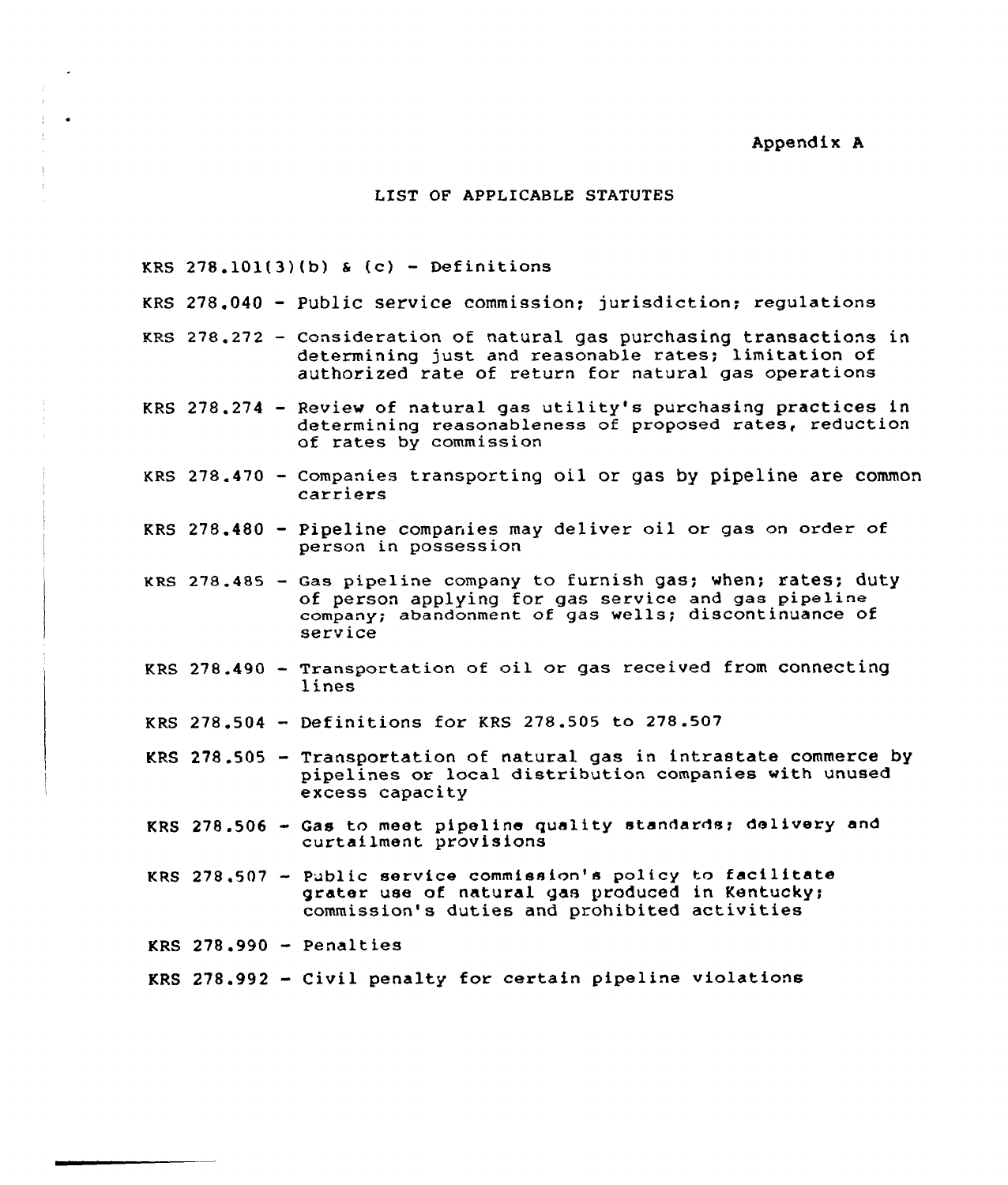Appendix A

## LIST OF APPLICABLE STATUTES

KRS 278.101(3)(b) & (c) - Definitions

KRS 278.040 - Public service commission; jurisdiction; regulations

KRS 278.272 - Consideration of natural gas purchasing transactions in determining just and reasonable rates; limitation of authorized rate of return for natural gas operations

KRS 278.274 - Review of natural gas utility's purchasing practices in determining reasonableness of proposed rates, reduction of rates by commission

KRS 278.470 - Companies transporting oil or gas by pipeline are common carriers

KRS 278.480 - Pipeline companies may deliver oil or gas on order of person in possession

KRS 278.485 - Gas pipeline company to furnish gas; when; rates; duty of person applying for gas service and gas pipeline company; abandonment of gas wells; discontinuance of service

KRS 278.490 - Transportation of oil or gas received from connecting lines

KRS 278.504 - Definitions for KRS 278.505 to 278.507

KRS 278.505 - Transportation of natural gas in intrastate commerce by pipelines or local distribution companies with unused excess capacity

KRS 278.506 - Gas to meet pipeline quality standards; delivery and curtailment provisions

KRS 278.507 - Public service commission's policy to facilitate grater use of natural gas produced in Kentucky; commission's duties and prohibited activities

KRS 278.990 - Penalties

KRS 278.992 - Civil penalty for certain pipeline violations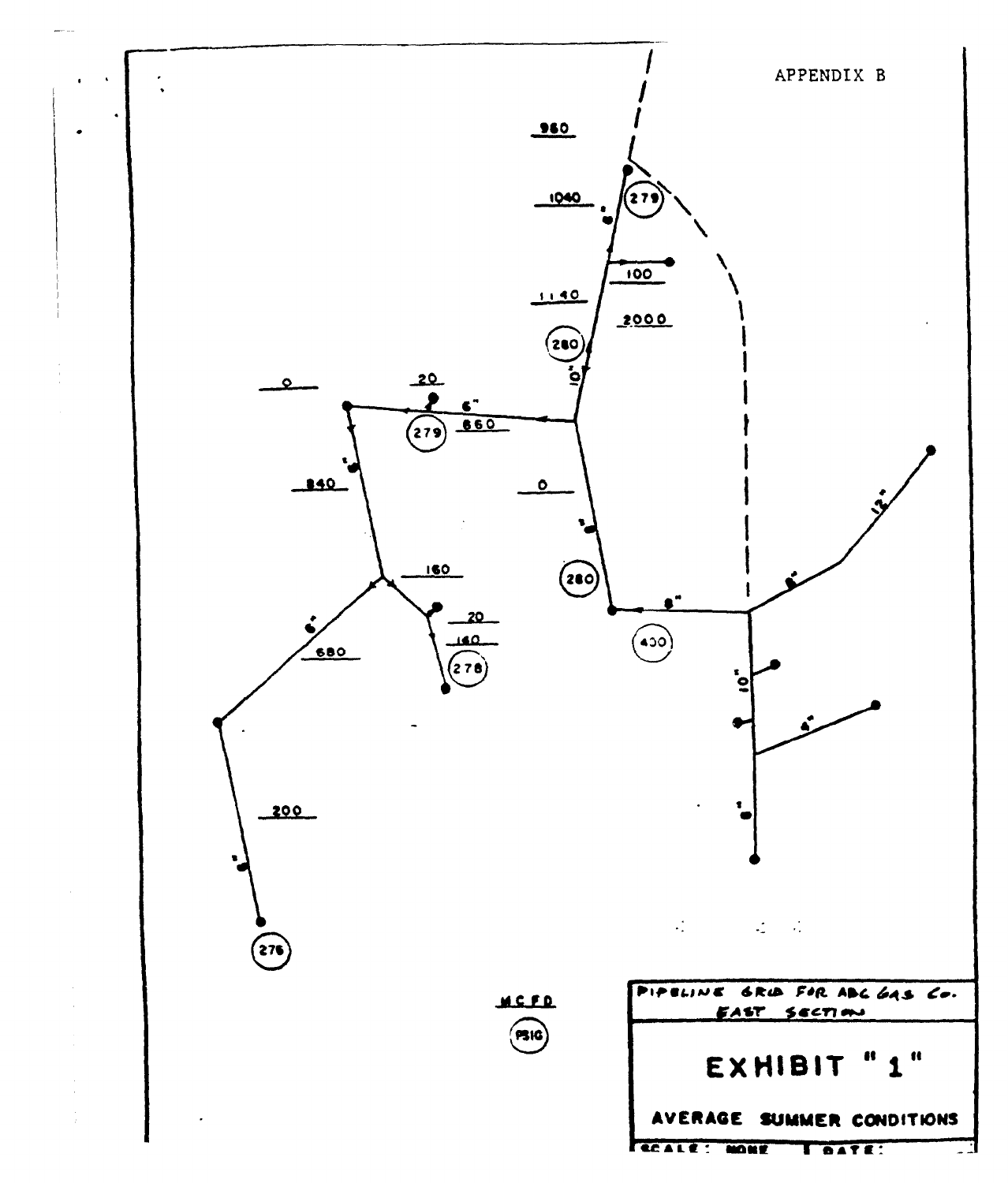APPENDIX B

960

1040

279

100

1140

2000

280

0

20

6"

279

660

840

0

280

160

20

160

278

400

6"

680

200

276

MCFD

PSIG

PIPELINE GRID FOR ABC GAS Co.
EAST SECTION

# EXHIBIT "1"

**AVERAGE SUMMER CONDITIONS**

SCALE: NONE | DATE: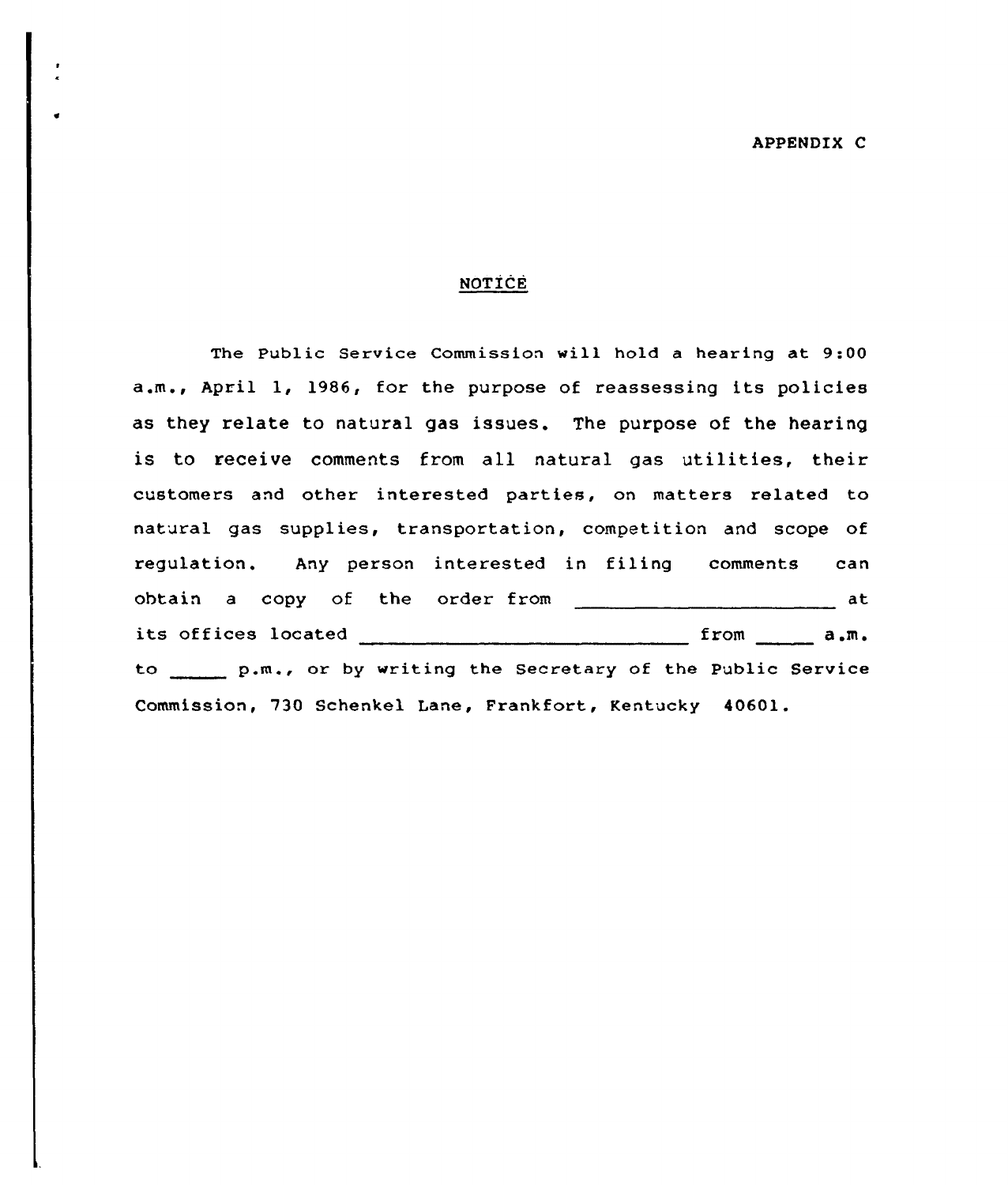APPENDIX C

<u>NOTICE</u>

The Public Service Commission will hold a hearing at 9:00 a.m., April 1, 1986, for the purpose of reassessing its policies as they relate to natural gas issues. The purpose of the hearing is to receive comments from all natural gas utilities, their customers and other interested parties, on matters related to natural gas supplies, transportation, competition and scope of regulation. Any person interested in filing comments can obtain a copy of the order from ______________________ at its offices located ____________________________ from _____ a.m. to _____ p.m., or by writing the Secretary of the Public Service Commission, 730 Schenkel Lane, Frankfort, Kentucky 40601.